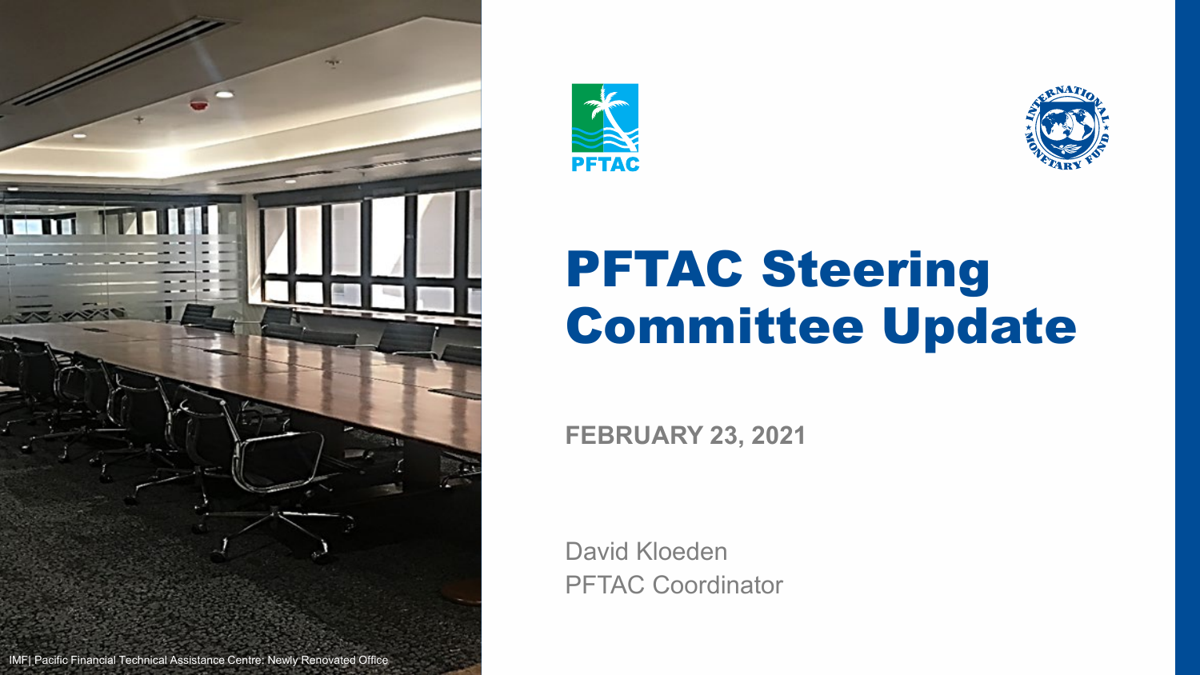PFTAC

# PFTAC Steering Committee Update

**FEBRUARY 23, 2021**

David Kloeden
PFTAC Coordinator

IMF| Pacific Financial Technical Assistance Centre: Newly Renovated Office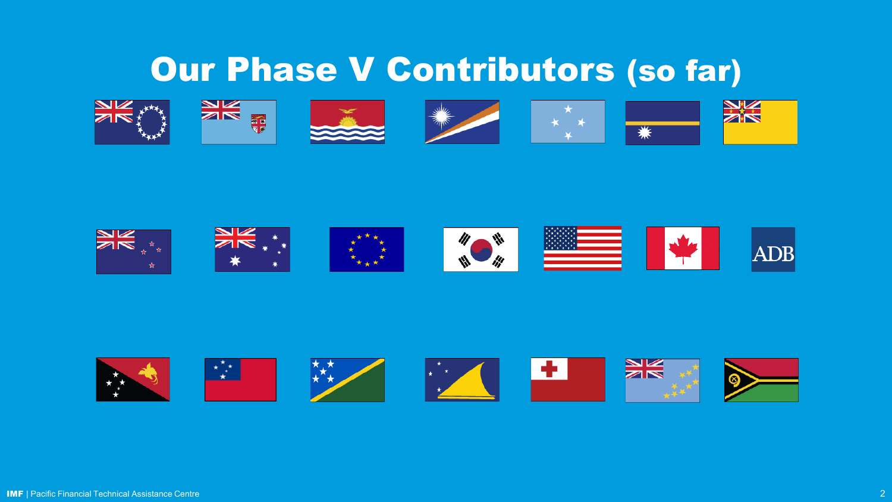# Our Phase V Contributors (so far)

ADB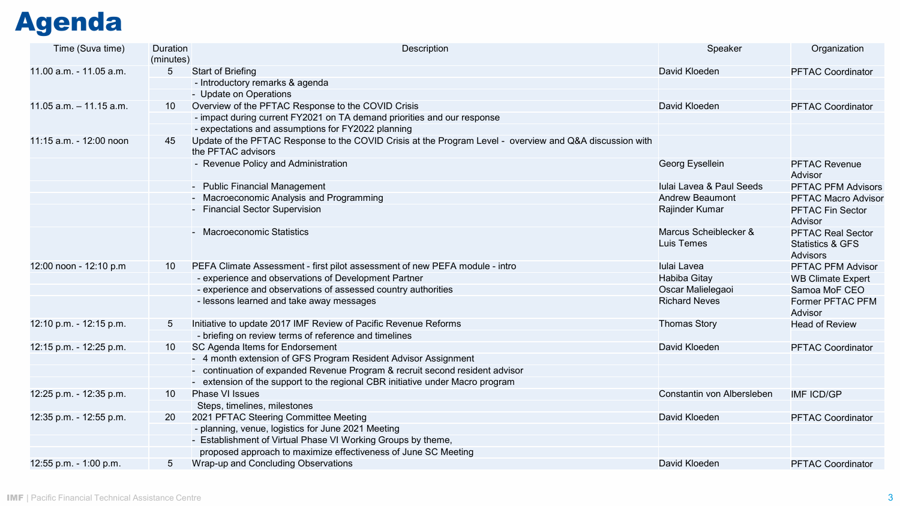# Agenda

| Time (Suva time) | Duration (minutes) | Description | Speaker | Organization |
|---|---|---|---|---|
| 11.00 a.m. - 11.05 a.m. | 5 | Start of Briefing | David Kloeden | PFTAC Coordinator |
| | | - Introductory remarks & agenda | | |
| | | - Update on Operations | | |
| 11.05 a.m. – 11.15 a.m. | 10 | Overview of the PFTAC Response to the COVID Crisis | David Kloeden | PFTAC Coordinator |
| | | - impact during current FY2021 on TA demand priorities and our response | | |
| | | - expectations and assumptions for FY2022 planning | | |
| 11:15 a.m. - 12:00 noon | 45 | Update of the PFTAC Response to the COVID Crisis at the Program Level - overview and Q&A discussion with the PFTAC advisors | | |
| | | - Revenue Policy and Administration | Georg Eysellein | PFTAC Revenue Advisor |
| | | - Public Financial Management | Iulai Lavea & Paul Seeds | PFTAC PFM Advisors |
| | | - Macroeconomic Analysis and Programming | Andrew Beaumont | PFTAC Macro Advisor |
| | | - Financial Sector Supervision | Rajinder Kumar | PFTAC Fin Sector Advisor |
| | | - Macroeconomic Statistics | Marcus Scheiblecker & Luis Temes | PFTAC Real Sector Statistics & GFS Advisors |
| 12:00 noon - 12:10 p.m | 10 | PEFA Climate Assessment - first pilot assessment of new PEFA module - intro | Iulai Lavea | PFTAC PFM Advisor |
| | | - experience and observations of Development Partner | Habiba Gitay | WB Climate Expert |
| | | - experience and observations of assessed country authorities | Oscar Malielegaoi | Samoa MoF CEO |
| | | - lessons learned and take away messages | Richard Neves | Former PFTAC PFM Advisor |
| 12:10 p.m. - 12:15 p.m. | 5 | Initiative to update 2017 IMF Review of Pacific Revenue Reforms | Thomas Story | Head of Review |
| | | - briefing on review terms of reference and timelines | | |
| 12:15 p.m. - 12:25 p.m. | 10 | SC Agenda Items for Endorsement | David Kloeden | PFTAC Coordinator |
| | | - 4 month extension of GFS Program Resident Advisor Assignment | | |
| | | - continuation of expanded Revenue Program & recruit second resident advisor | | |
| | | - extension of the support to the regional CBR initiative under Macro program | | |
| 12:25 p.m. - 12:35 p.m. | 10 | Phase VI Issues | Constantin von Albersleben | IMF ICD/GP |
| | | Steps, timelines, milestones | | |
| 12:35 p.m. - 12:55 p.m. | 20 | 2021 PFTAC Steering Committee Meeting | David Kloeden | PFTAC Coordinator |
| | | - planning, venue, logistics for June 2021 Meeting | | |
| | | - Establishment of Virtual Phase VI Working Groups by theme, | | |
| | | proposed approach to maximize effectiveness of June SC Meeting | | |
| 12:55 p.m. - 1:00 p.m. | 5 | Wrap-up and Concluding Observations | David Kloeden | PFTAC Coordinator |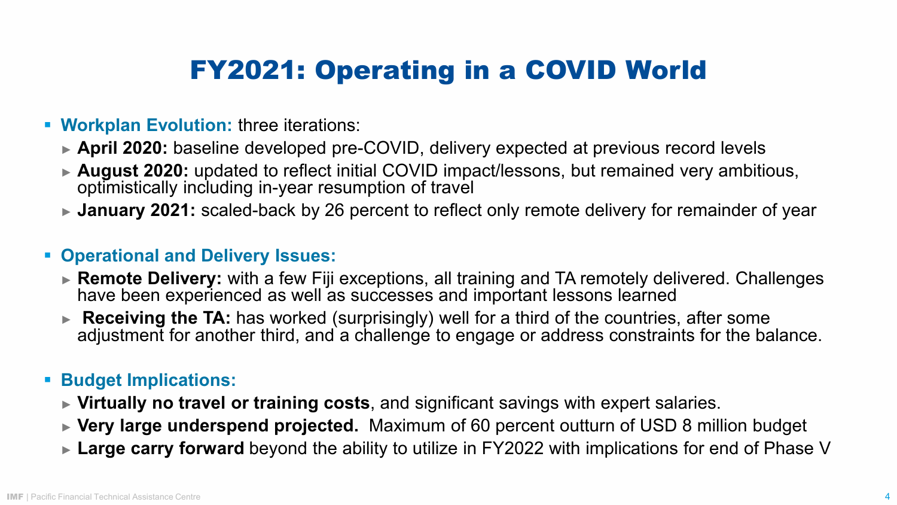# FY2021: Operating in a COVID World

- **Workplan Evolution:** three iterations:
  - **April 2020:** baseline developed pre-COVID, delivery expected at previous record levels
  - **August 2020:** updated to reflect initial COVID impact/lessons, but remained very ambitious, optimistically including in-year resumption of travel
  - **January 2021:** scaled-back by 26 percent to reflect only remote delivery for remainder of year

- **Operational and Delivery Issues:**
  - **Remote Delivery:** with a few Fiji exceptions, all training and TA remotely delivered. Challenges have been experienced as well as successes and important lessons learned
  - **Receiving the TA:** has worked (surprisingly) well for a third of the countries, after some adjustment for another third, and a challenge to engage or address constraints for the balance.

- **Budget Implications:**
  - **Virtually no travel or training costs**, and significant savings with expert salaries.
  - **Very large underspend projected.** Maximum of 60 percent outturn of USD 8 million budget
  - **Large carry forward** beyond the ability to utilize in FY2022 with implications for end of Phase V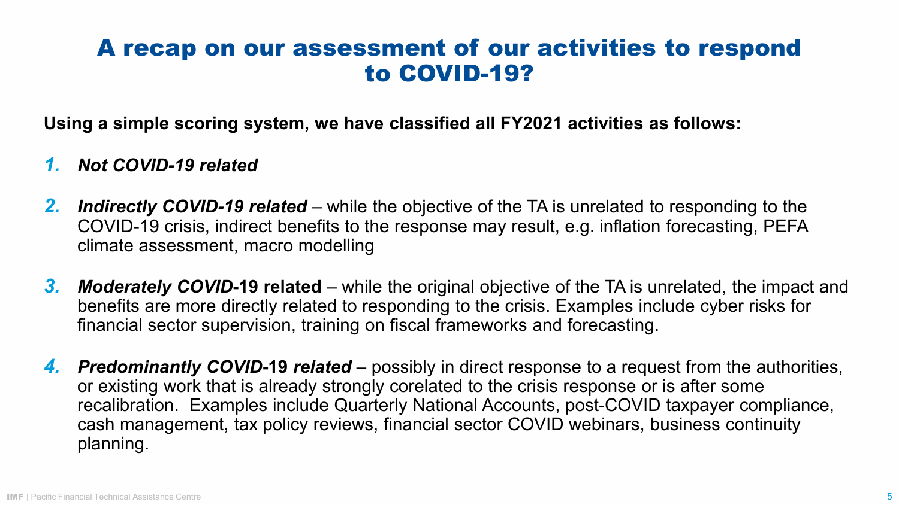# A recap on our assessment of our activities to respond to COVID-19?

**Using a simple scoring system, we have classified all FY2021 activities as follows:**

1. ***Not COVID-19 related***
2. ***Indirectly COVID-19 related*** – while the objective of the TA is unrelated to responding to the COVID-19 crisis, indirect benefits to the response may result, e.g. inflation forecasting, PEFA climate assessment, macro modelling
3. ***Moderately COVID*-19 related** – while the original objective of the TA is unrelated, the impact and benefits are more directly related to responding to the crisis. Examples include cyber risks for financial sector supervision, training on fiscal frameworks and forecasting.
4. ***Predominantly COVID*-19 *related*** – possibly in direct response to a request from the authorities, or existing work that is already strongly corelated to the crisis response or is after some recalibration. Examples include Quarterly National Accounts, post-COVID taxpayer compliance, cash management, tax policy reviews, financial sector COVID webinars, business continuity planning.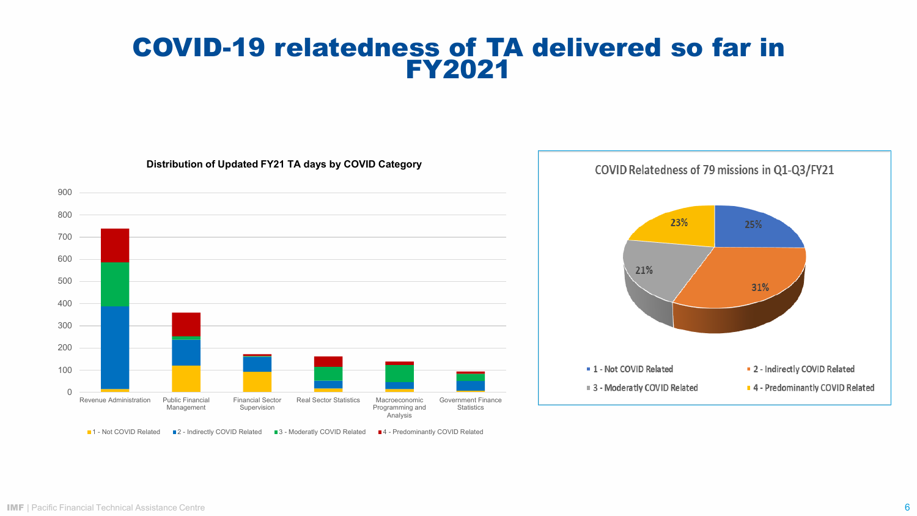# COVID-19 relatedness of TA delivered so far in FY2021

**Distribution of Updated FY21 TA days by COVID Category**

900
800
700
600
500
400
300
200
100
0

Revenue Administration | Public Financial Management | Financial Sector Supervision | Real Sector Statistics | Macroeconomic Programming and Analysis | Government Finance Statistics

1 - Not COVID Related | 2 - Indirectly COVID Related | 3 - Moderatly COVID Related | 4 - Predominantly COVID Related

**COVID Relatedness of 79 missions in Q1-Q3/FY21**

25%
31%
21%
23%

1 - Not COVID Related | 2 - Indirectly COVID Related | 3 - Moderatly COVID Related | 4 - Predominantly COVID Related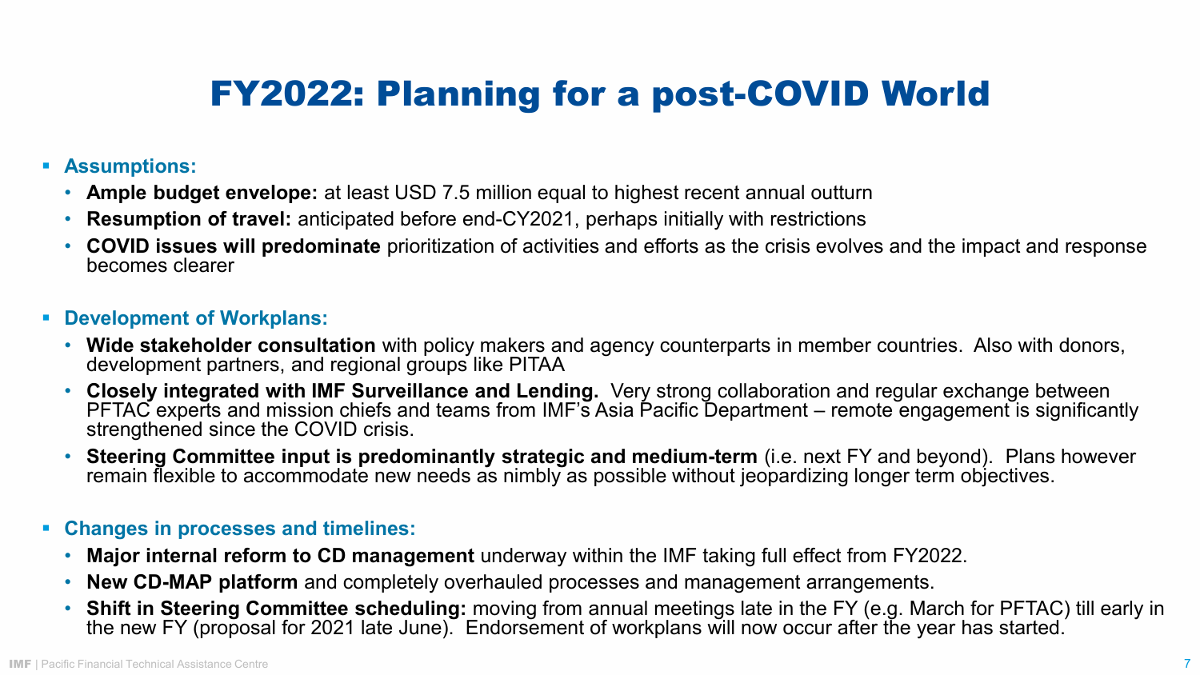# FY2022: Planning for a post-COVID World

- **Assumptions:**
  - **Ample budget envelope:** at least USD 7.5 million equal to highest recent annual outturn
  - **Resumption of travel:** anticipated before end-CY2021, perhaps initially with restrictions
  - **COVID issues will predominate** prioritization of activities and efforts as the crisis evolves and the impact and response becomes clearer

- **Development of Workplans:**
  - **Wide stakeholder consultation** with policy makers and agency counterparts in member countries. Also with donors, development partners, and regional groups like PITAA
  - **Closely integrated with IMF Surveillance and Lending.** Very strong collaboration and regular exchange between PFTAC experts and mission chiefs and teams from IMF's Asia Pacific Department – remote engagement is significantly strengthened since the COVID crisis.
  - **Steering Committee input is predominantly strategic and medium-term** (i.e. next FY and beyond). Plans however remain flexible to accommodate new needs as nimbly as possible without jeopardizing longer term objectives.

- **Changes in processes and timelines:**
  - **Major internal reform to CD management** underway within the IMF taking full effect from FY2022.
  - **New CD-MAP platform** and completely overhauled processes and management arrangements.
  - **Shift in Steering Committee scheduling:** moving from annual meetings late in the FY (e.g. March for PFTAC) till early in the new FY (proposal for 2021 late June). Endorsement of workplans will now occur after the year has started.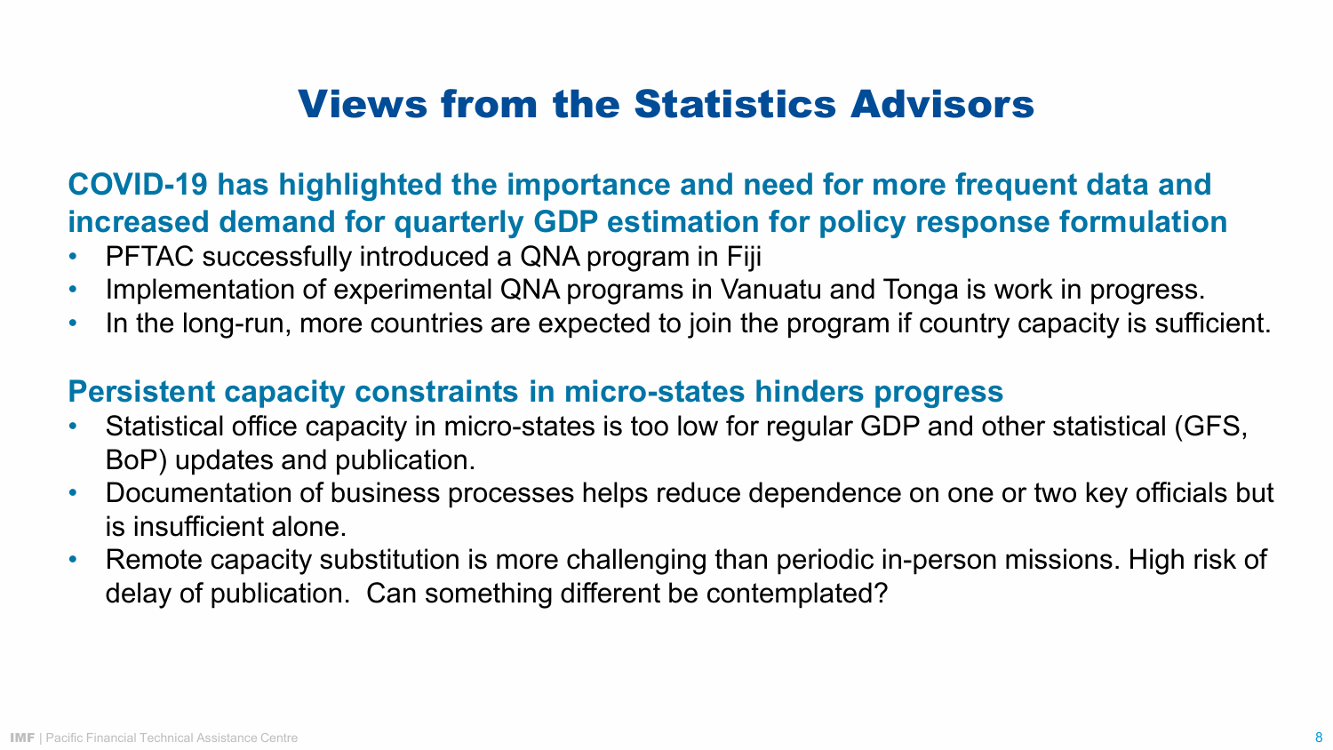# Views from the Statistics Advisors

## COVID-19 has highlighted the importance and need for more frequent data and increased demand for quarterly GDP estimation for policy response formulation

- PFTAC successfully introduced a QNA program in Fiji
- Implementation of experimental QNA programs in Vanuatu and Tonga is work in progress.
- In the long-run, more countries are expected to join the program if country capacity is sufficient.

## Persistent capacity constraints in micro-states hinders progress

- Statistical office capacity in micro-states is too low for regular GDP and other statistical (GFS, BoP) updates and publication.
- Documentation of business processes helps reduce dependence on one or two key officials but is insufficient alone.
- Remote capacity substitution is more challenging than periodic in-person missions. High risk of delay of publication. Can something different be contemplated?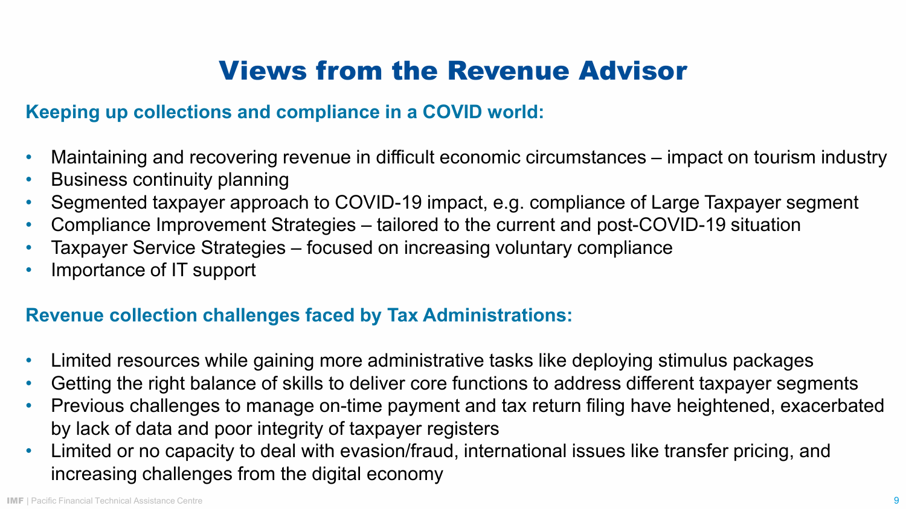# Views from the Revenue Advisor

## Keeping up collections and compliance in a COVID world:

- Maintaining and recovering revenue in difficult economic circumstances – impact on tourism industry
- Business continuity planning
- Segmented taxpayer approach to COVID-19 impact, e.g. compliance of Large Taxpayer segment
- Compliance Improvement Strategies – tailored to the current and post-COVID-19 situation
- Taxpayer Service Strategies – focused on increasing voluntary compliance
- Importance of IT support

## Revenue collection challenges faced by Tax Administrations:

- Limited resources while gaining more administrative tasks like deploying stimulus packages
- Getting the right balance of skills to deliver core functions to address different taxpayer segments
- Previous challenges to manage on-time payment and tax return filing have heightened, exacerbated by lack of data and poor integrity of taxpayer registers
- Limited or no capacity to deal with evasion/fraud, international issues like transfer pricing, and increasing challenges from the digital economy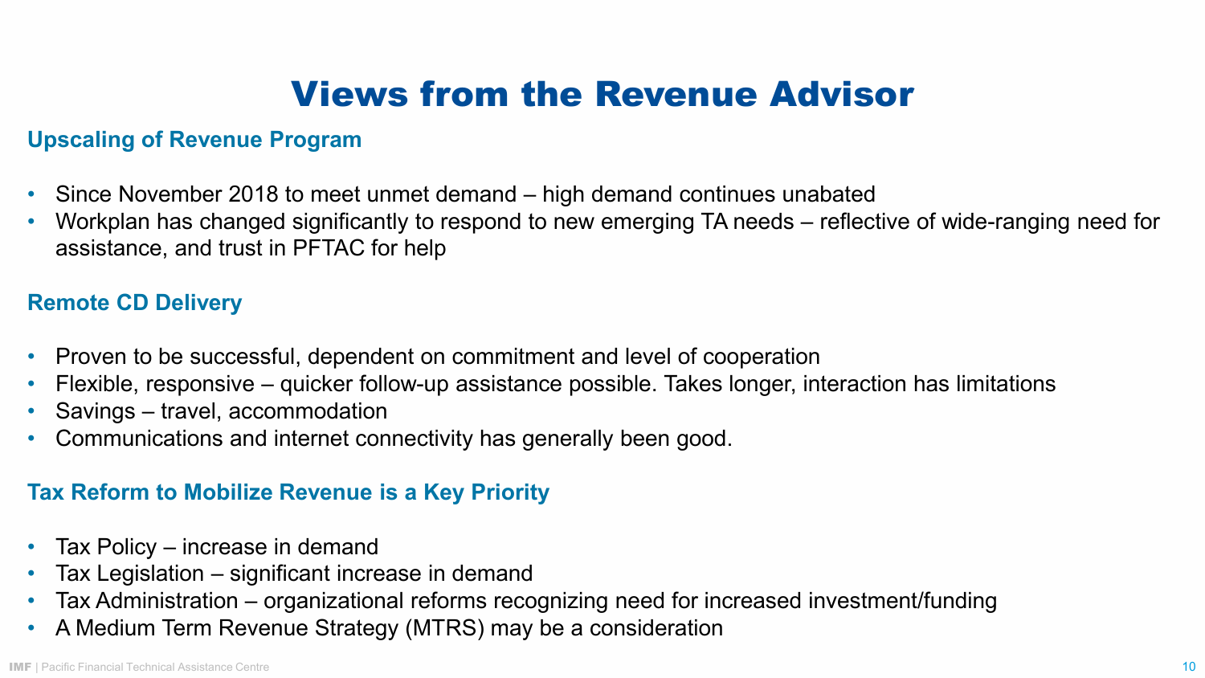# Views from the Revenue Advisor

## Upscaling of Revenue Program

- Since November 2018 to meet unmet demand – high demand continues unabated
- Workplan has changed significantly to respond to new emerging TA needs – reflective of wide-ranging need for assistance, and trust in PFTAC for help

## Remote CD Delivery

- Proven to be successful, dependent on commitment and level of cooperation
- Flexible, responsive – quicker follow-up assistance possible. Takes longer, interaction has limitations
- Savings – travel, accommodation
- Communications and internet connectivity has generally been good.

## Tax Reform to Mobilize Revenue is a Key Priority

- Tax Policy – increase in demand
- Tax Legislation – significant increase in demand
- Tax Administration – organizational reforms recognizing need for increased investment/funding
- A Medium Term Revenue Strategy (MTRS) may be a consideration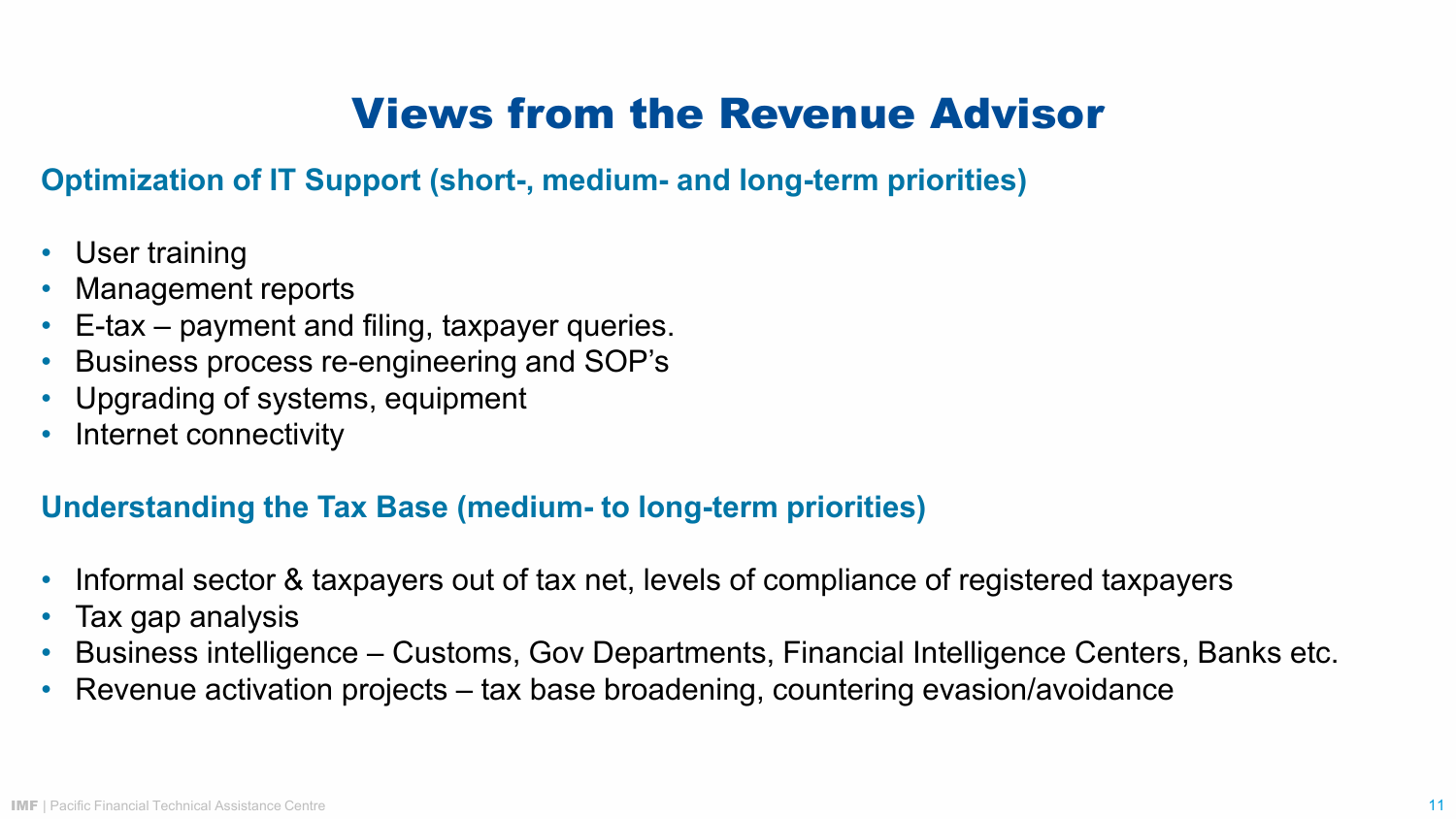# Views from the Revenue Advisor

## Optimization of IT Support (short-, medium- and long-term priorities)

- User training
- Management reports
- E-tax – payment and filing, taxpayer queries.
- Business process re-engineering and SOP's
- Upgrading of systems, equipment
- Internet connectivity

## Understanding the Tax Base (medium- to long-term priorities)

- Informal sector & taxpayers out of tax net, levels of compliance of registered taxpayers
- Tax gap analysis
- Business intelligence – Customs, Gov Departments, Financial Intelligence Centers, Banks etc.
- Revenue activation projects – tax base broadening, countering evasion/avoidance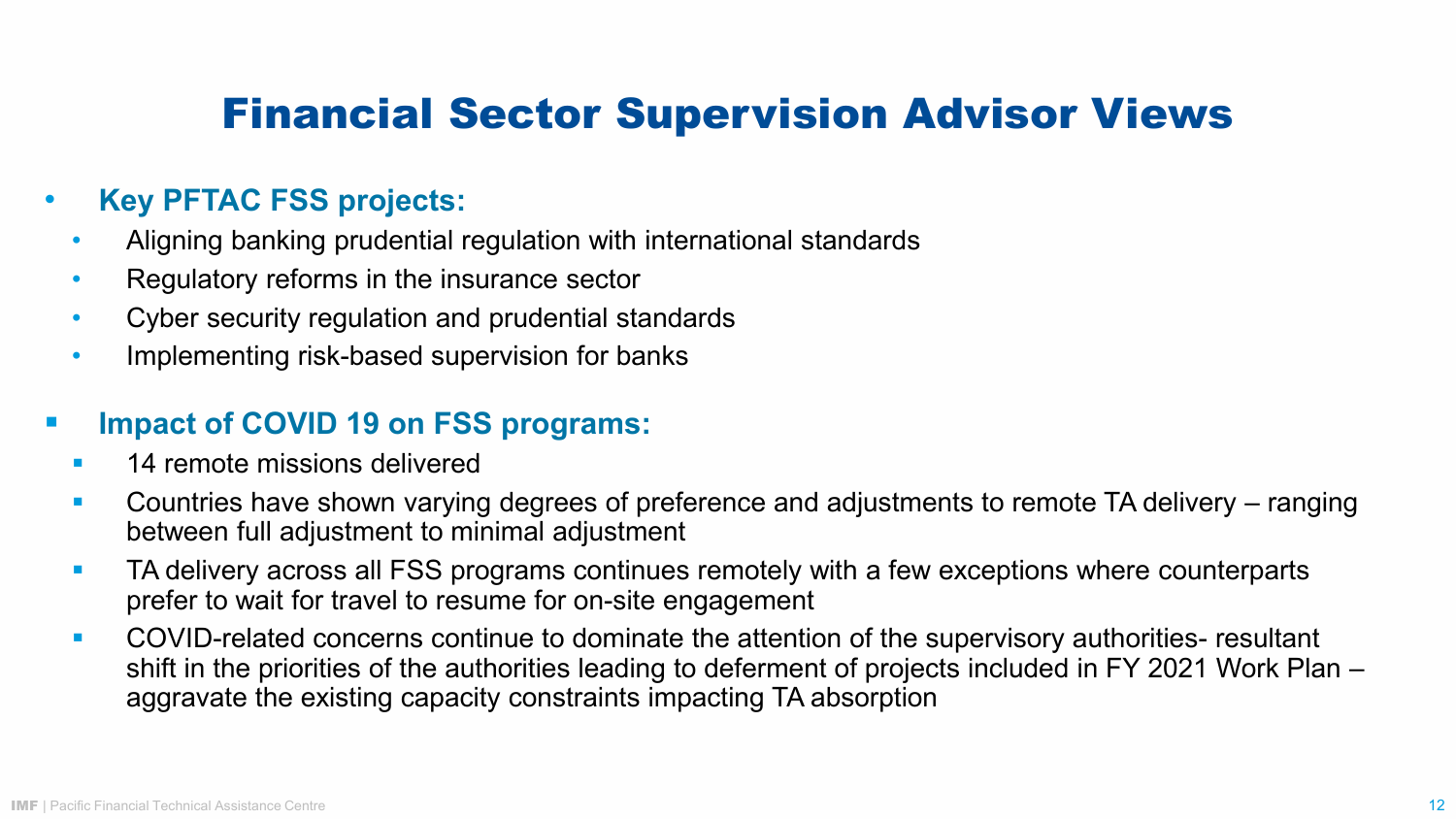# Financial Sector Supervision Advisor Views

- **Key PFTAC FSS projects:**
  - Aligning banking prudential regulation with international standards
  - Regulatory reforms in the insurance sector
  - Cyber security regulation and prudential standards
  - Implementing risk-based supervision for banks

- **Impact of COVID 19 on FSS programs:**
  - 14 remote missions delivered
  - Countries have shown varying degrees of preference and adjustments to remote TA delivery – ranging between full adjustment to minimal adjustment
  - TA delivery across all FSS programs continues remotely with a few exceptions where counterparts prefer to wait for travel to resume for on-site engagement
  - COVID-related concerns continue to dominate the attention of the supervisory authorities- resultant shift in the priorities of the authorities leading to deferment of projects included in FY 2021 Work Plan – aggravate the existing capacity constraints impacting TA absorption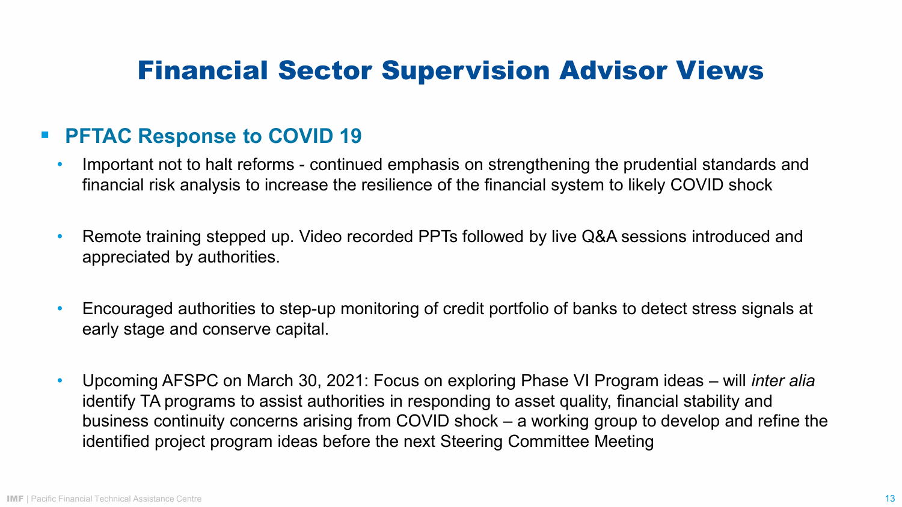# Financial Sector Supervision Advisor Views

- **PFTAC Response to COVID 19**
  - Important not to halt reforms - continued emphasis on strengthening the prudential standards and financial risk analysis to increase the resilience of the financial system to likely COVID shock
  - Remote training stepped up. Video recorded PPTs followed by live Q&A sessions introduced and appreciated by authorities.
  - Encouraged authorities to step-up monitoring of credit portfolio of banks to detect stress signals at early stage and conserve capital.
  - Upcoming AFSPC on March 30, 2021: Focus on exploring Phase VI Program ideas – will *inter alia* identify TA programs to assist authorities in responding to asset quality, financial stability and business continuity concerns arising from COVID shock – a working group to develop and refine the identified project program ideas before the next Steering Committee Meeting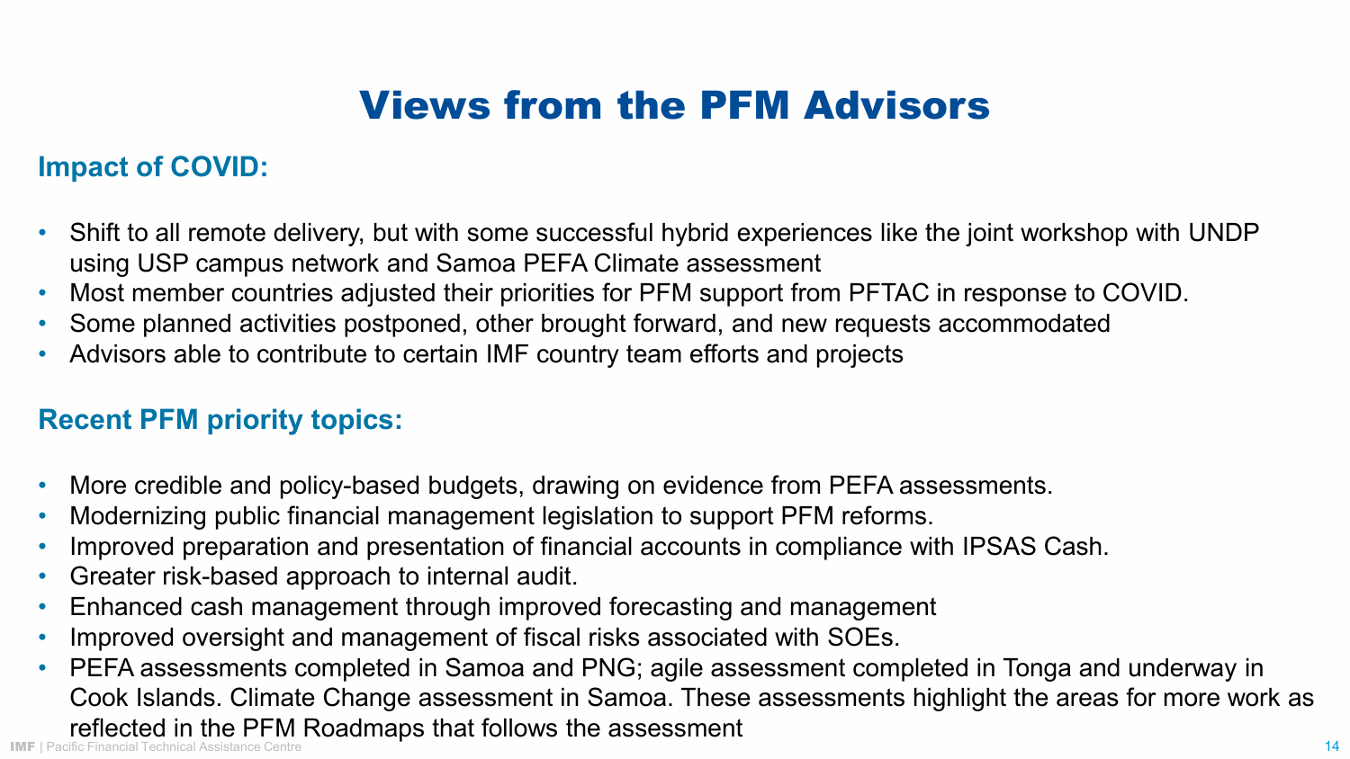# Views from the PFM Advisors

## Impact of COVID:

- Shift to all remote delivery, but with some successful hybrid experiences like the joint workshop with UNDP using USP campus network and Samoa PEFA Climate assessment
- Most member countries adjusted their priorities for PFM support from PFTAC in response to COVID.
- Some planned activities postponed, other brought forward, and new requests accommodated
- Advisors able to contribute to certain IMF country team efforts and projects

## Recent PFM priority topics:

- More credible and policy-based budgets, drawing on evidence from PEFA assessments.
- Modernizing public financial management legislation to support PFM reforms.
- Improved preparation and presentation of financial accounts in compliance with IPSAS Cash.
- Greater risk-based approach to internal audit.
- Enhanced cash management through improved forecasting and management
- Improved oversight and management of fiscal risks associated with SOEs.
- PEFA assessments completed in Samoa and PNG; agile assessment completed in Tonga and underway in Cook Islands. Climate Change assessment in Samoa. These assessments highlight the areas for more work as reflected in the PFM Roadmaps that follows the assessment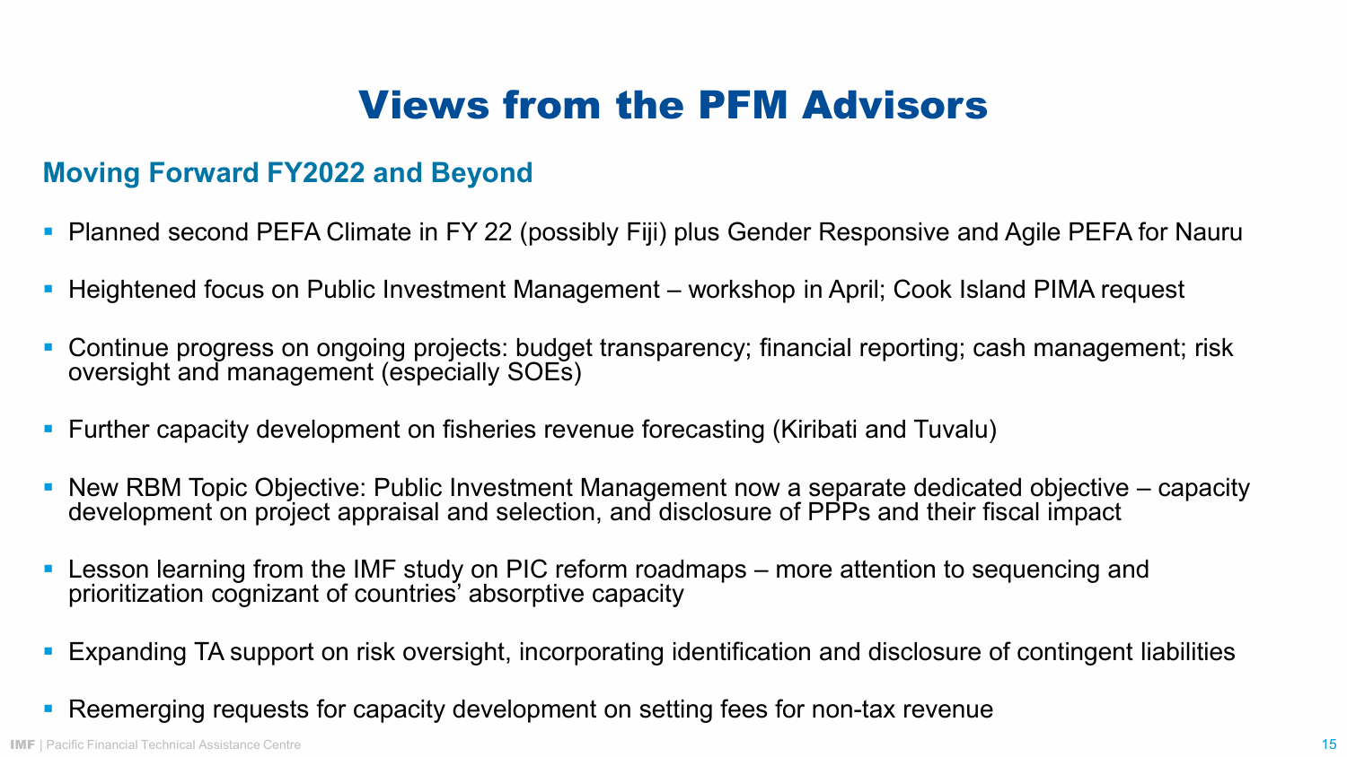# Views from the PFM Advisors

## Moving Forward FY2022 and Beyond

- Planned second PEFA Climate in FY 22 (possibly Fiji) plus Gender Responsive and Agile PEFA for Nauru
- Heightened focus on Public Investment Management – workshop in April; Cook Island PIMA request
- Continue progress on ongoing projects: budget transparency; financial reporting; cash management; risk oversight and management (especially SOEs)
- Further capacity development on fisheries revenue forecasting (Kiribati and Tuvalu)
- New RBM Topic Objective: Public Investment Management now a separate dedicated objective – capacity development on project appraisal and selection, and disclosure of PPPs and their fiscal impact
- Lesson learning from the IMF study on PIC reform roadmaps – more attention to sequencing and prioritization cognizant of countries' absorptive capacity
- Expanding TA support on risk oversight, incorporating identification and disclosure of contingent liabilities
- Reemerging requests for capacity development on setting fees for non-tax revenue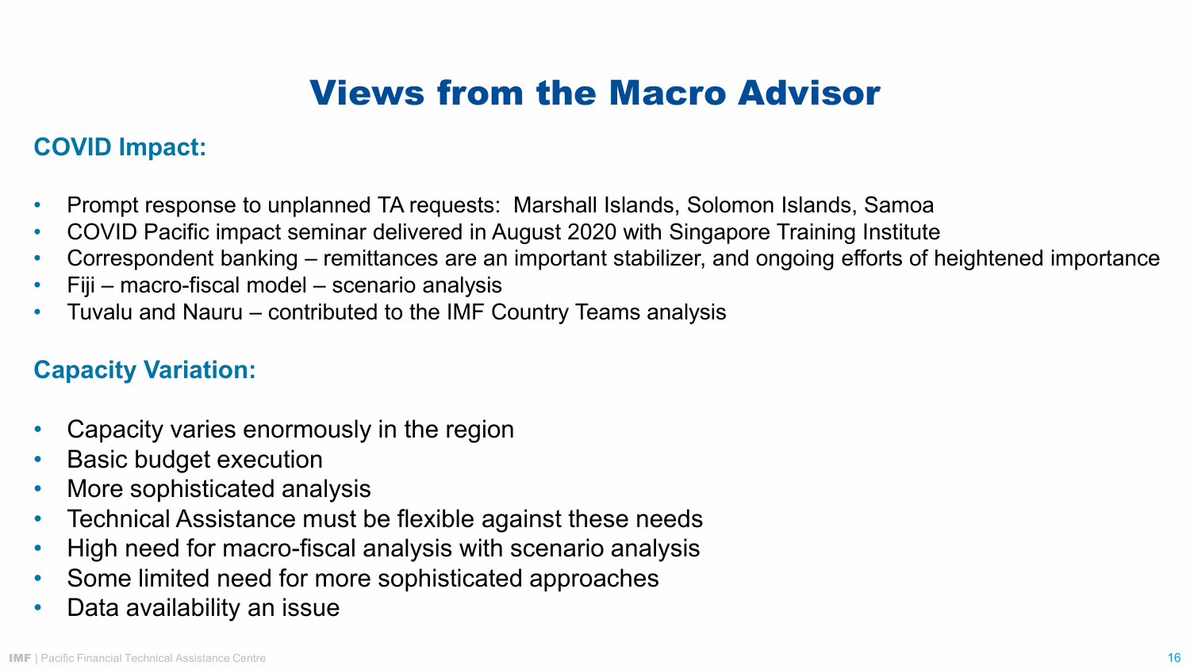# Views from the Macro Advisor

## COVID Impact:

- Prompt response to unplanned TA requests:  Marshall Islands, Solomon Islands, Samoa
- COVID Pacific impact seminar delivered in August 2020 with Singapore Training Institute
- Correspondent banking – remittances are an important stabilizer, and ongoing efforts of heightened importance
- Fiji – macro-fiscal model – scenario analysis
- Tuvalu and Nauru – contributed to the IMF Country Teams analysis

## Capacity Variation:

- Capacity varies enormously in the region
- Basic budget execution
- More sophisticated analysis
- Technical Assistance must be flexible against these needs
- High need for macro-fiscal analysis with scenario analysis
- Some limited need for more sophisticated approaches
- Data availability an issue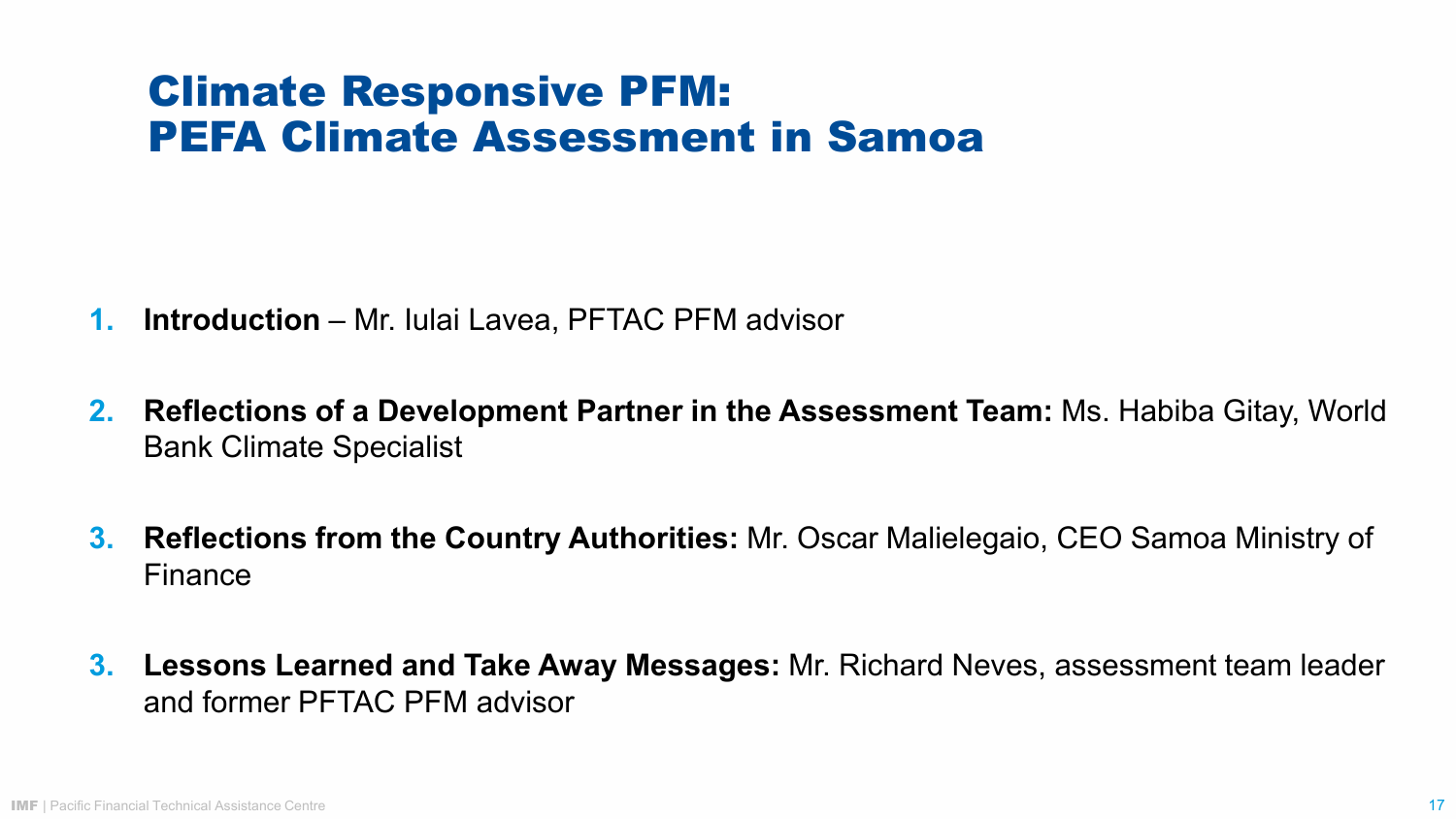# Climate Responsive PFM: PEFA Climate Assessment in Samoa

1. **Introduction** – Mr. Iulai Lavea, PFTAC PFM advisor

2. **Reflections of a Development Partner in the Assessment Team:** Ms. Habiba Gitay, World Bank Climate Specialist

3. **Reflections from the Country Authorities:** Mr. Oscar Malielegaio, CEO Samoa Ministry of Finance

3. **Lessons Learned and Take Away Messages:** Mr. Richard Neves, assessment team leader and former PFTAC PFM advisor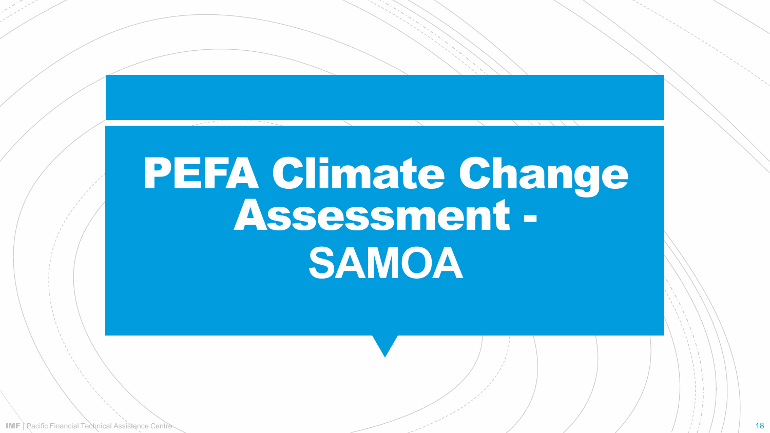# PEFA Climate Change Assessment - SAMOA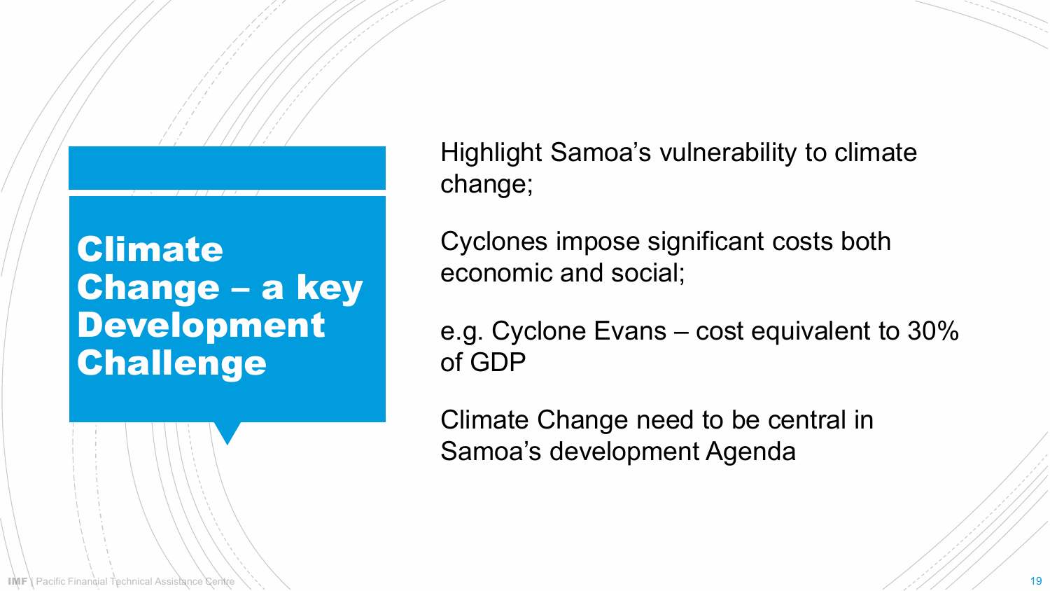# Climate Change – a key Development Challenge

Highlight Samoa’s vulnerability to climate change;

Cyclones impose significant costs both economic and social;

e.g. Cyclone Evans – cost equivalent to 30% of GDP

Climate Change need to be central in Samoa’s development Agenda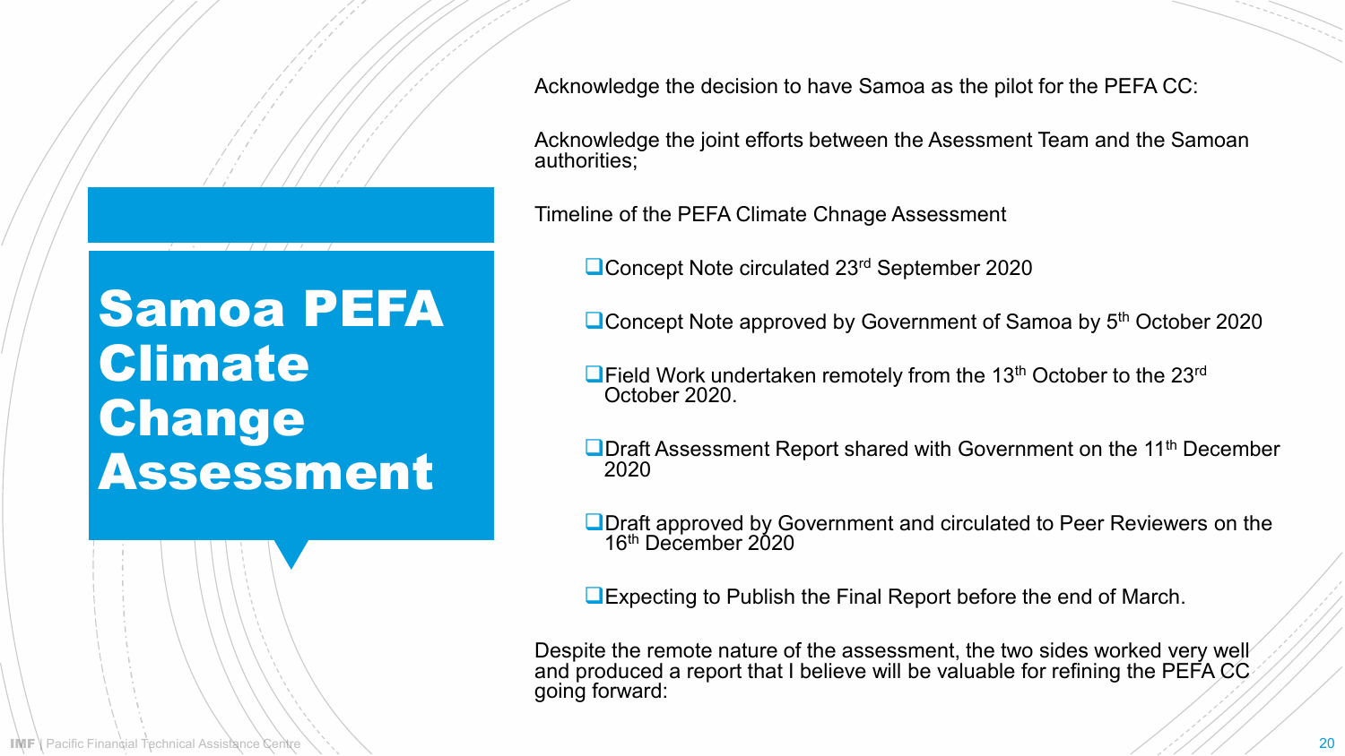# Samoa PEFA Climate Change Assessment

Acknowledge the decision to have Samoa as the pilot for the PEFA CC:

Acknowledge the joint efforts between the Asessment Team and the Samoan authorities;

Timeline of the PEFA Climate Chnage Assessment

- Concept Note circulated 23rd September 2020
- Concept Note approved by Government of Samoa by 5th October 2020
- Field Work undertaken remotely from the 13th October to the 23rd October 2020.
- Draft Assessment Report shared with Government on the 11th December 2020
- Draft approved by Government and circulated to Peer Reviewers on the 16th December 2020
- Expecting to Publish the Final Report before the end of March.

Despite the remote nature of the assessment, the two sides worked very well and produced a report that I believe will be valuable for refining the PEFA CC going forward: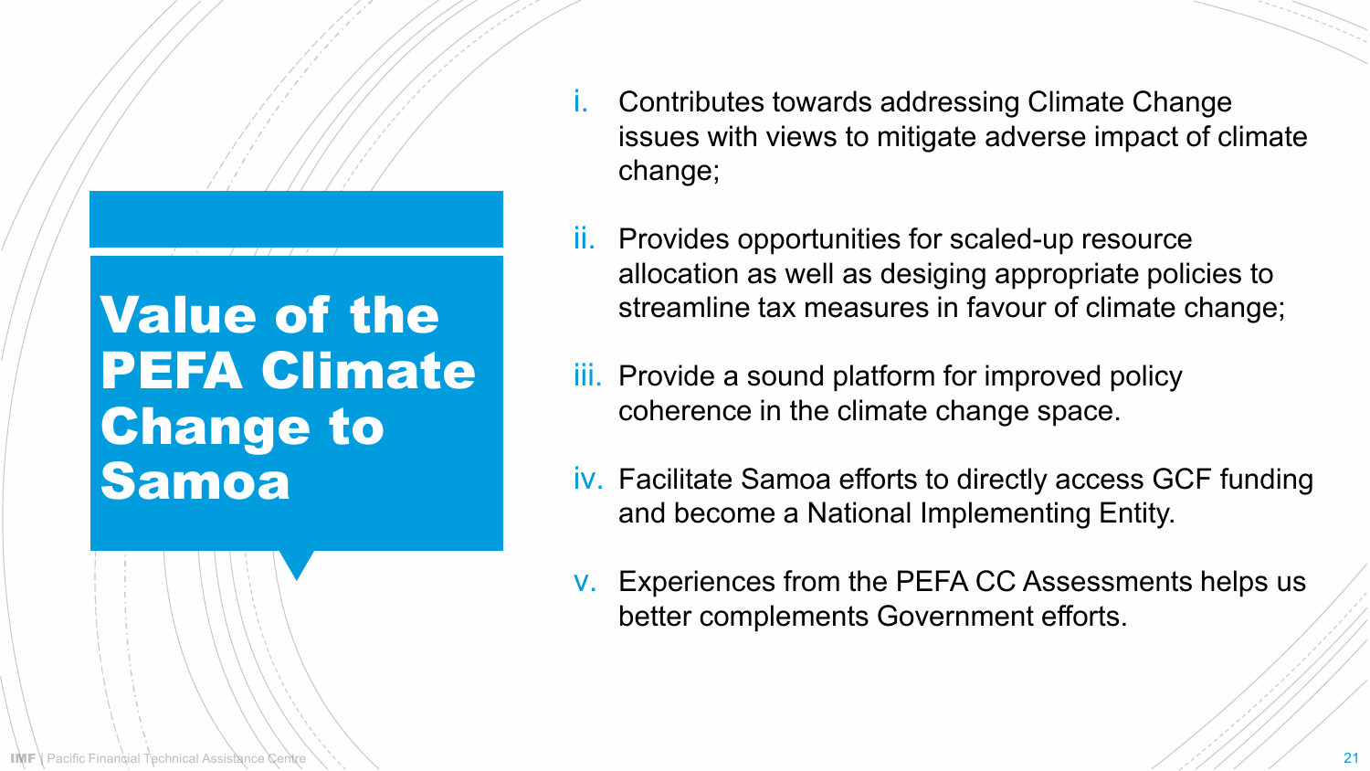# Value of the PEFA Climate Change to Samoa

i. Contributes towards addressing Climate Change issues with views to mitigate adverse impact of climate change;

ii. Provides opportunities for scaled-up resource allocation as well as desiging appropriate policies to streamline tax measures in favour of climate change;

iii. Provide a sound platform for improved policy coherence in the climate change space.

iv. Facilitate Samoa efforts to directly access GCF funding and become a National Implementing Entity.

v. Experiences from the PEFA CC Assessments helps us better complements Government efforts.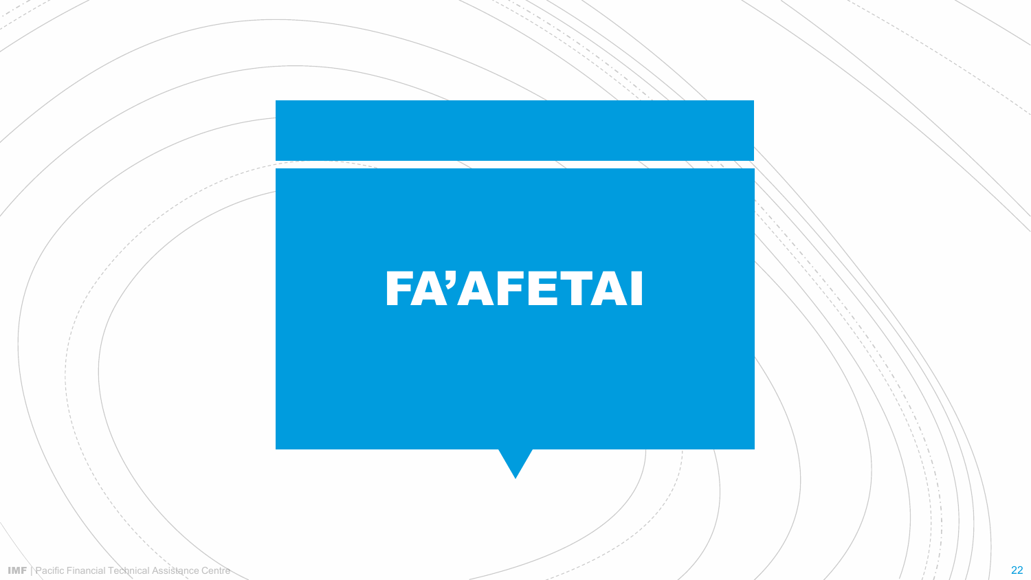# FA’AFETAI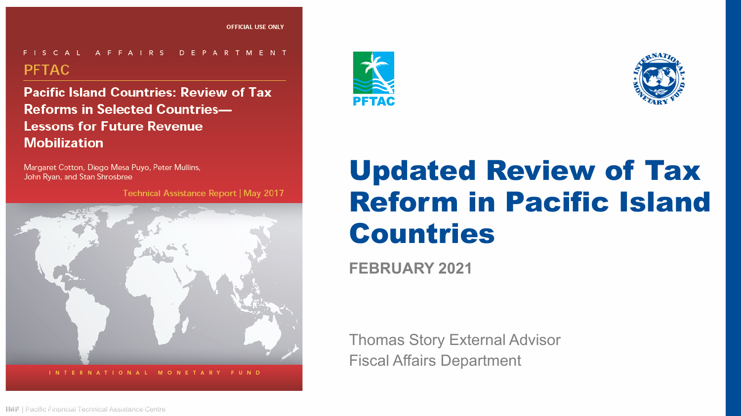OFFICIAL USE ONLY

FISCAL AFFAIRS DEPARTMENT

PFTAC

**Pacific Island Countries: Review of Tax Reforms in Selected Countries— Lessons for Future Revenue Mobilization**

Margaret Cotton, Diego Mesa Puyo, Peter Mullins, John Ryan, and Stan Shrosbree

Technical Assistance Report | May 2017

INTERNATIONAL MONETARY FUND

# Updated Review of Tax Reform in Pacific Island Countries

**FEBRUARY 2021**

Thomas Story External Advisor
Fiscal Affairs Department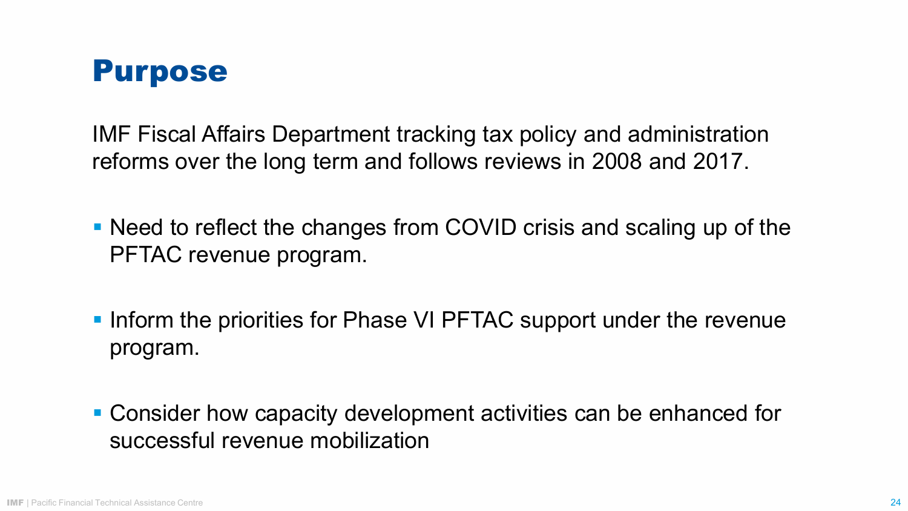# Purpose

IMF Fiscal Affairs Department tracking tax policy and administration reforms over the long term and follows reviews in 2008 and 2017.

- Need to reflect the changes from COVID crisis and scaling up of the PFTAC revenue program.
- Inform the priorities for Phase VI PFTAC support under the revenue program.
- Consider how capacity development activities can be enhanced for successful revenue mobilization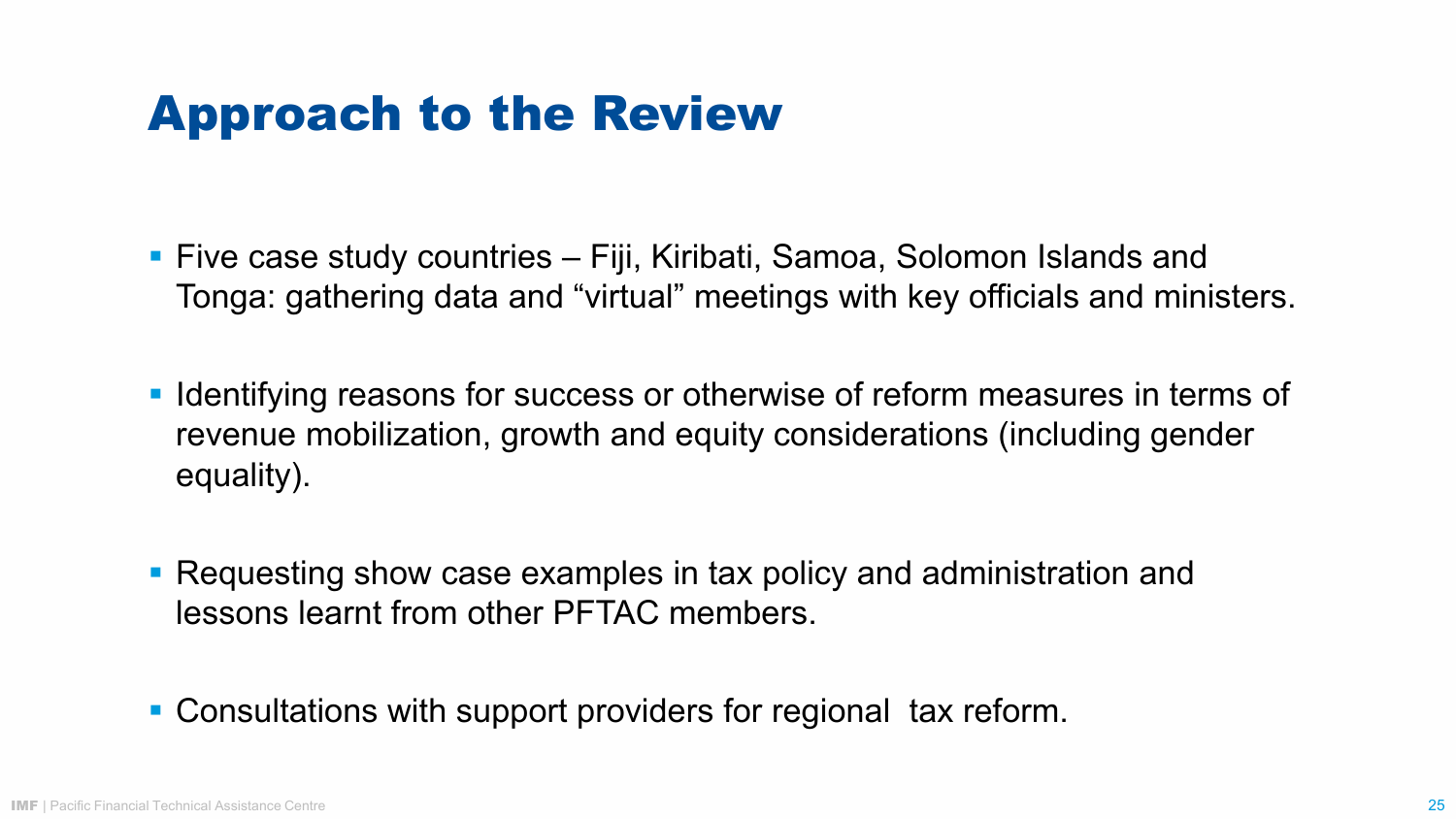# Approach to the Review

- Five case study countries – Fiji, Kiribati, Samoa, Solomon Islands and Tonga: gathering data and "virtual" meetings with key officials and ministers.

- Identifying reasons for success or otherwise of reform measures in terms of revenue mobilization, growth and equity considerations (including gender equality).

- Requesting show case examples in tax policy and administration and lessons learnt from other PFTAC members.

- Consultations with support providers for regional tax reform.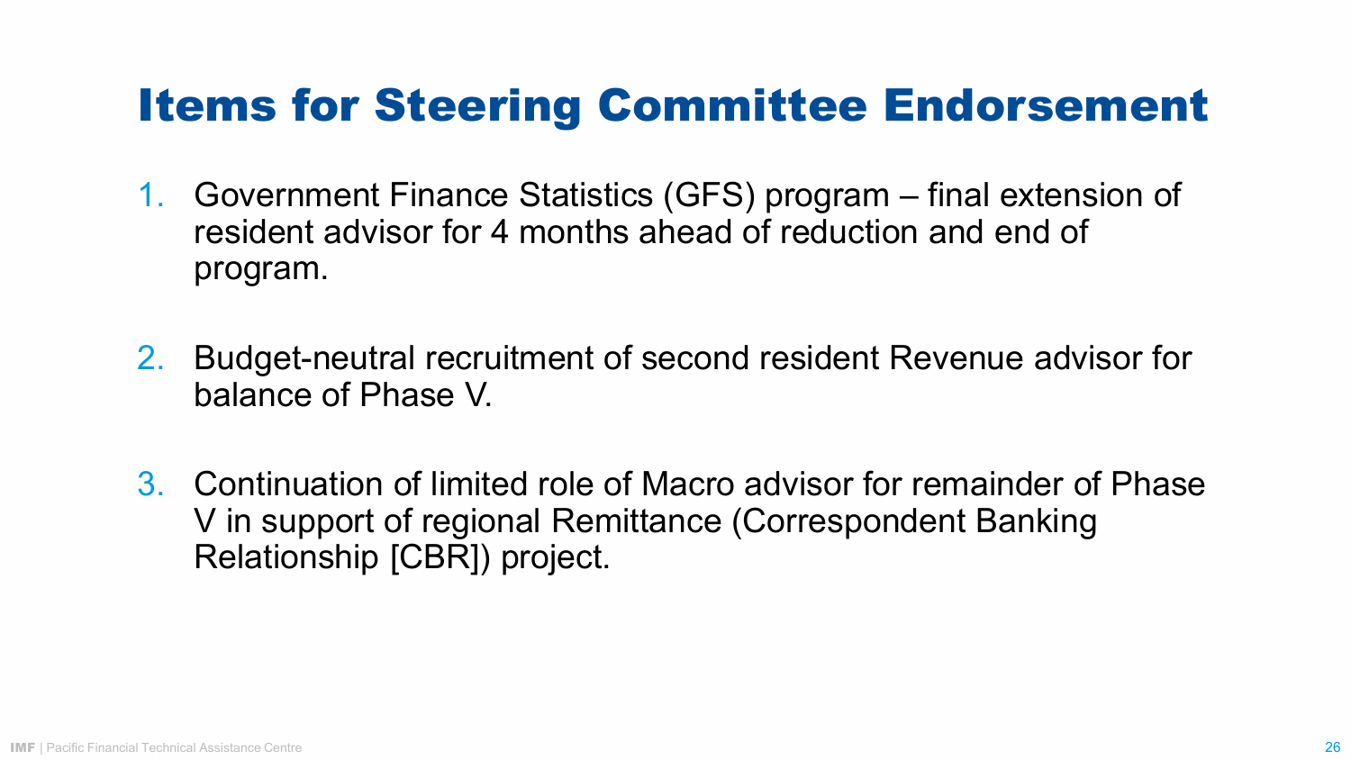# Items for Steering Committee Endorsement

1. Government Finance Statistics (GFS) program – final extension of resident advisor for 4 months ahead of reduction and end of program.

2. Budget-neutral recruitment of second resident Revenue advisor for balance of Phase V.

3. Continuation of limited role of Macro advisor for remainder of Phase V in support of regional Remittance (Correspondent Banking Relationship [CBR]) project.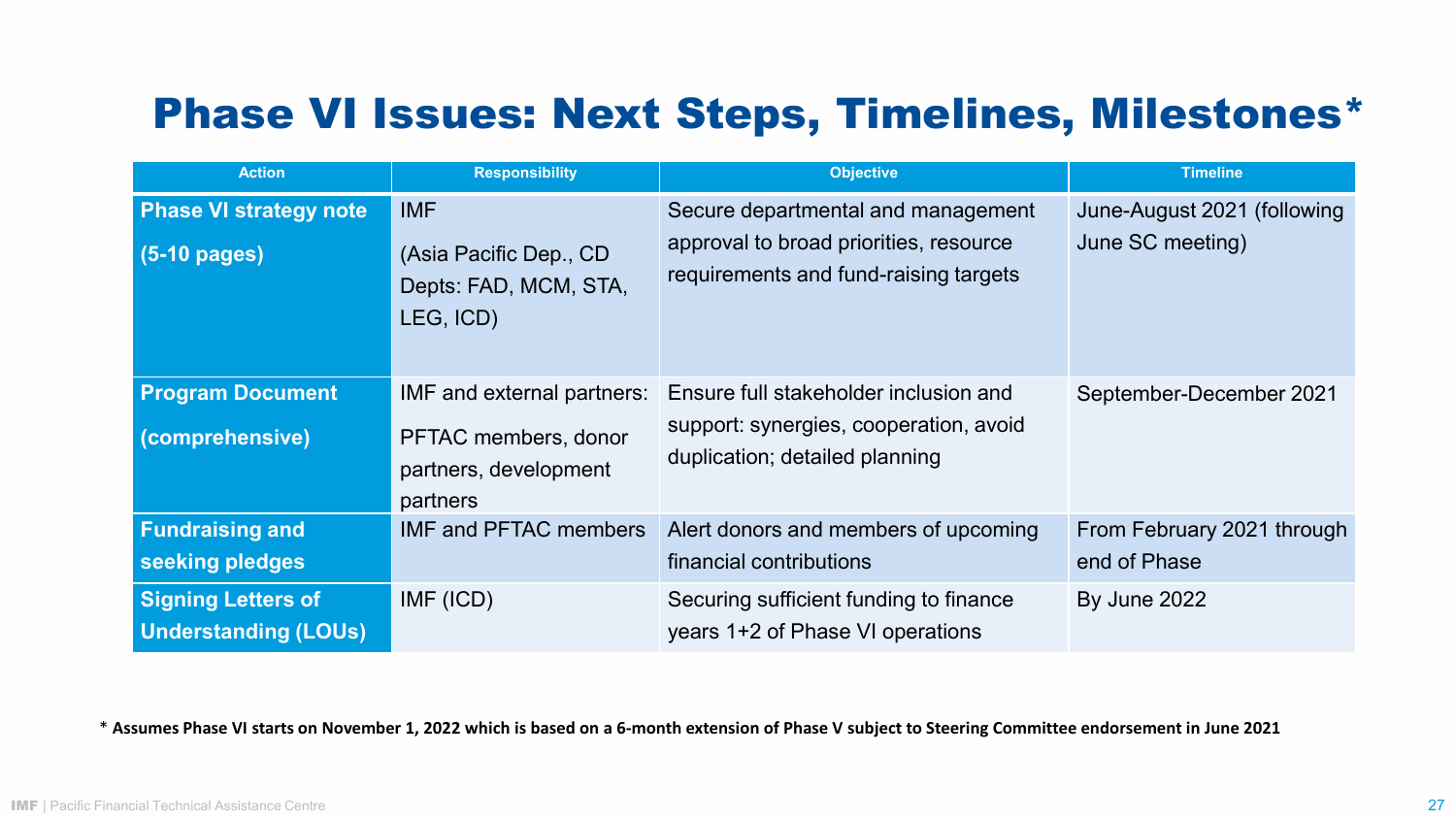# Phase VI Issues: Next Steps, Timelines, Milestones*

| Action | Responsibility | Objective | Timeline |
| --- | --- | --- | --- |
| **Phase VI strategy note (5-10 pages)** | IMF (Asia Pacific Dep., CD Depts: FAD, MCM, STA, LEG, ICD) | Secure departmental and management approval to broad priorities, resource requirements and fund-raising targets | June-August 2021 (following June SC meeting) |
| **Program Document (comprehensive)** | IMF and external partners: PFTAC members, donor partners, development partners | Ensure full stakeholder inclusion and support: synergies, cooperation, avoid duplication; detailed planning | September-December 2021 |
| **Fundraising and seeking pledges** | IMF and PFTAC members | Alert donors and members of upcoming financial contributions | From February 2021 through end of Phase |
| **Signing Letters of Understanding (LOUs)** | IMF (ICD) | Securing sufficient funding to finance years 1+2 of Phase VI operations | By June 2022 |

\* **Assumes Phase VI starts on November 1, 2022 which is based on a 6-month extension of Phase V subject to Steering Committee endorsement in June 2021**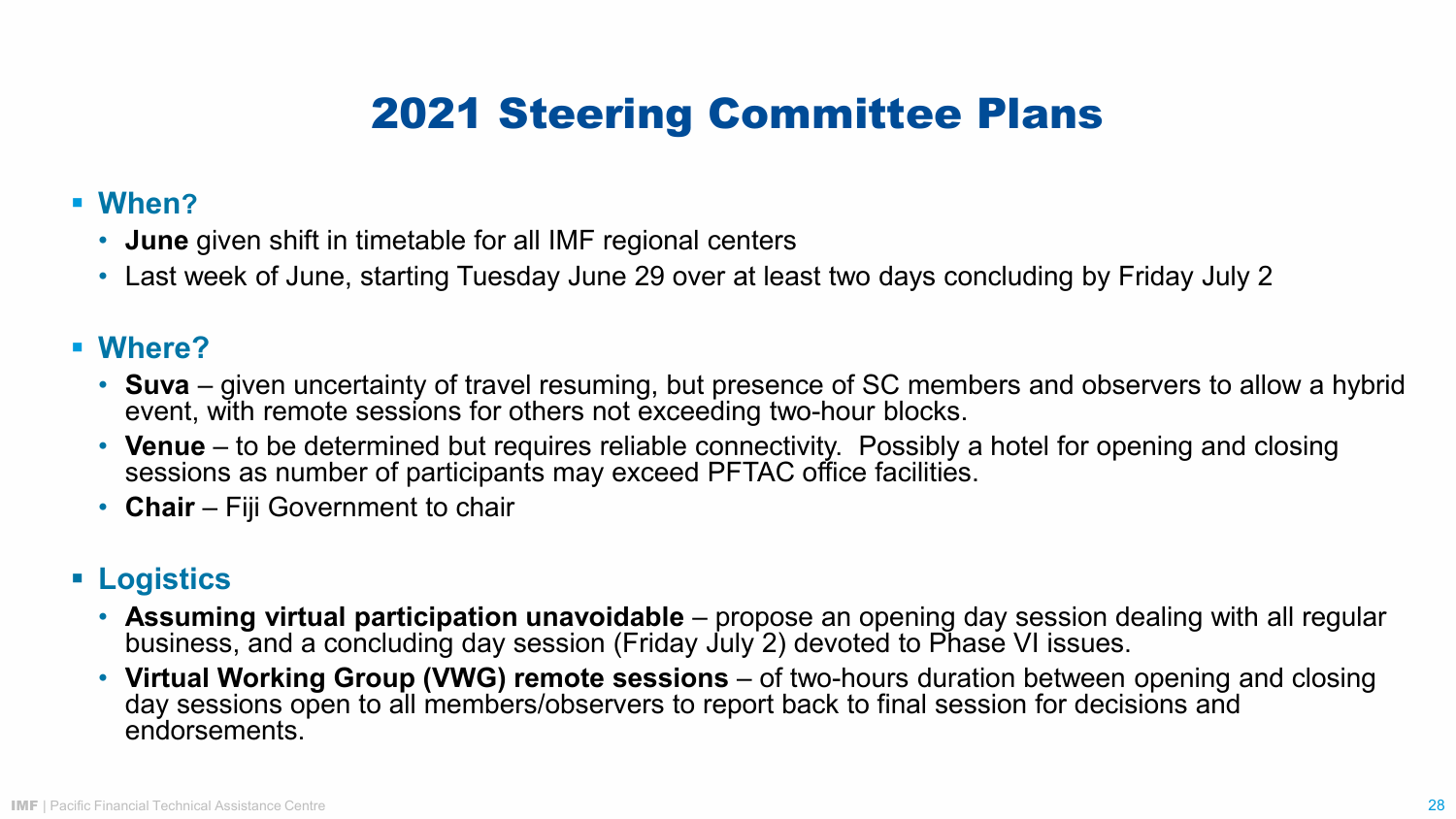# 2021 Steering Committee Plans

- **When?**
  - **June** given shift in timetable for all IMF regional centers
  - Last week of June, starting Tuesday June 29 over at least two days concluding by Friday July 2

- **Where?**
  - **Suva** – given uncertainty of travel resuming, but presence of SC members and observers to allow a hybrid event, with remote sessions for others not exceeding two-hour blocks.
  - **Venue** – to be determined but requires reliable connectivity. Possibly a hotel for opening and closing sessions as number of participants may exceed PFTAC office facilities.
  - **Chair** – Fiji Government to chair

- **Logistics**
  - **Assuming virtual participation unavoidable** – propose an opening day session dealing with all regular business, and a concluding day session (Friday July 2) devoted to Phase VI issues.
  - **Virtual Working Group (VWG) remote sessions** – of two-hours duration between opening and closing day sessions open to all members/observers to report back to final session for decisions and endorsements.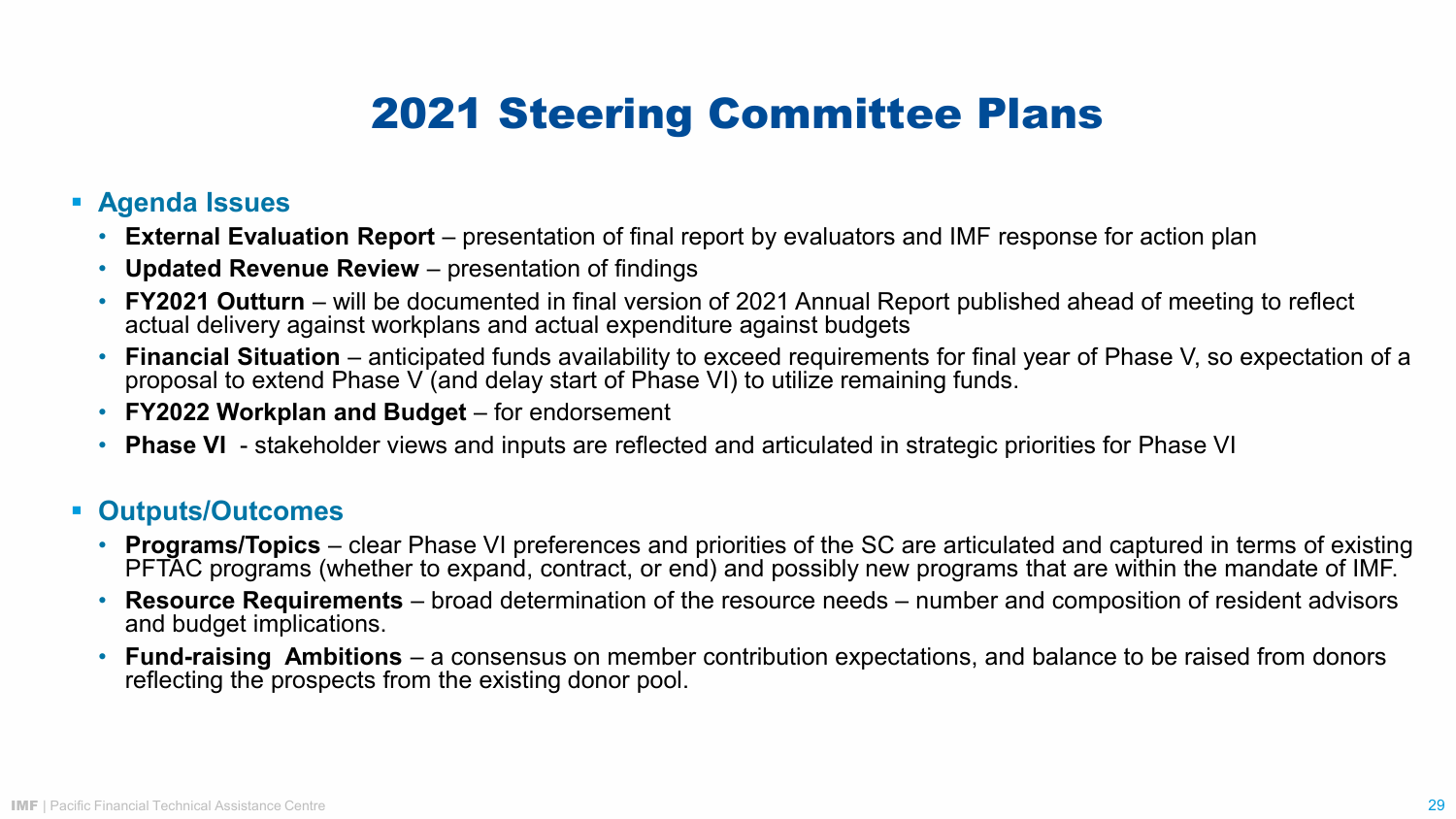# 2021 Steering Committee Plans

- **Agenda Issues**
  - **External Evaluation Report** – presentation of final report by evaluators and IMF response for action plan
  - **Updated Revenue Review** – presentation of findings
  - **FY2021 Outturn** – will be documented in final version of 2021 Annual Report published ahead of meeting to reflect actual delivery against workplans and actual expenditure against budgets
  - **Financial Situation** – anticipated funds availability to exceed requirements for final year of Phase V, so expectation of a proposal to extend Phase V (and delay start of Phase VI) to utilize remaining funds.
  - **FY2022 Workplan and Budget** – for endorsement
  - **Phase VI** - stakeholder views and inputs are reflected and articulated in strategic priorities for Phase VI

- **Outputs/Outcomes**
  - **Programs/Topics** – clear Phase VI preferences and priorities of the SC are articulated and captured in terms of existing PFTAC programs (whether to expand, contract, or end) and possibly new programs that are within the mandate of IMF.
  - **Resource Requirements** – broad determination of the resource needs – number and composition of resident advisors and budget implications.
  - **Fund-raising Ambitions** – a consensus on member contribution expectations, and balance to be raised from donors reflecting the prospects from the existing donor pool.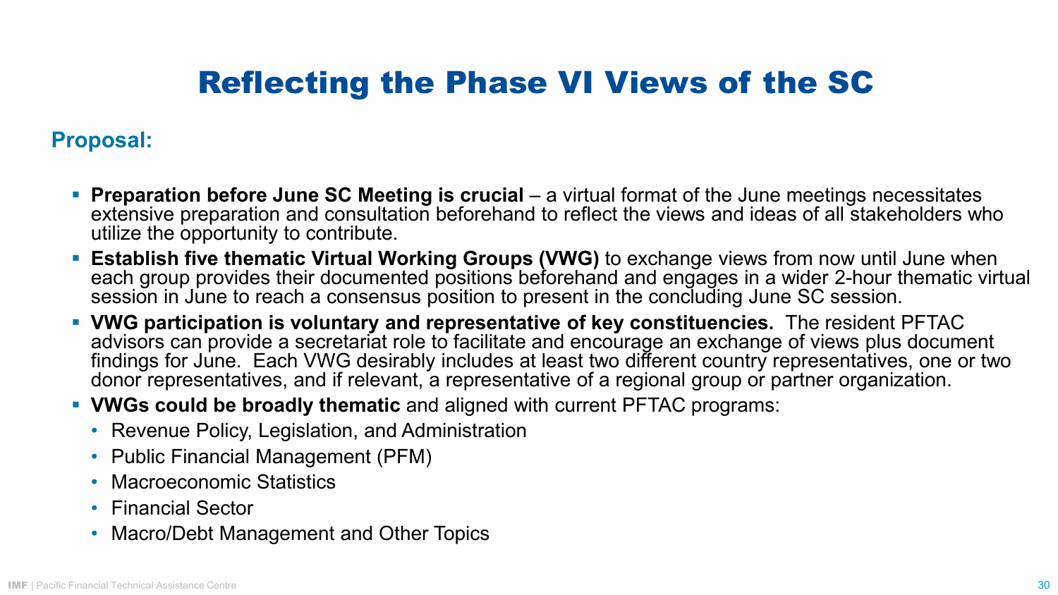# Reflecting the Phase VI Views of the SC

## Proposal:

- **Preparation before June SC Meeting is crucial** – a virtual format of the June meetings necessitates extensive preparation and consultation beforehand to reflect the views and ideas of all stakeholders who utilize the opportunity to contribute.
- **Establish five thematic Virtual Working Groups (VWG)** to exchange views from now until June when each group provides their documented positions beforehand and engages in a wider 2-hour thematic virtual session in June to reach a consensus position to present in the concluding June SC session.
- **VWG participation is voluntary and representative of key constituencies.** The resident PFTAC advisors can provide a secretariat role to facilitate and encourage an exchange of views plus document findings for June. Each VWG desirably includes at least two different country representatives, one or two donor representatives, and if relevant, a representative of a regional group or partner organization.
- **VWGs could be broadly thematic** and aligned with current PFTAC programs:
  - Revenue Policy, Legislation, and Administration
  - Public Financial Management (PFM)
  - Macroeconomic Statistics
  - Financial Sector
  - Macro/Debt Management and Other Topics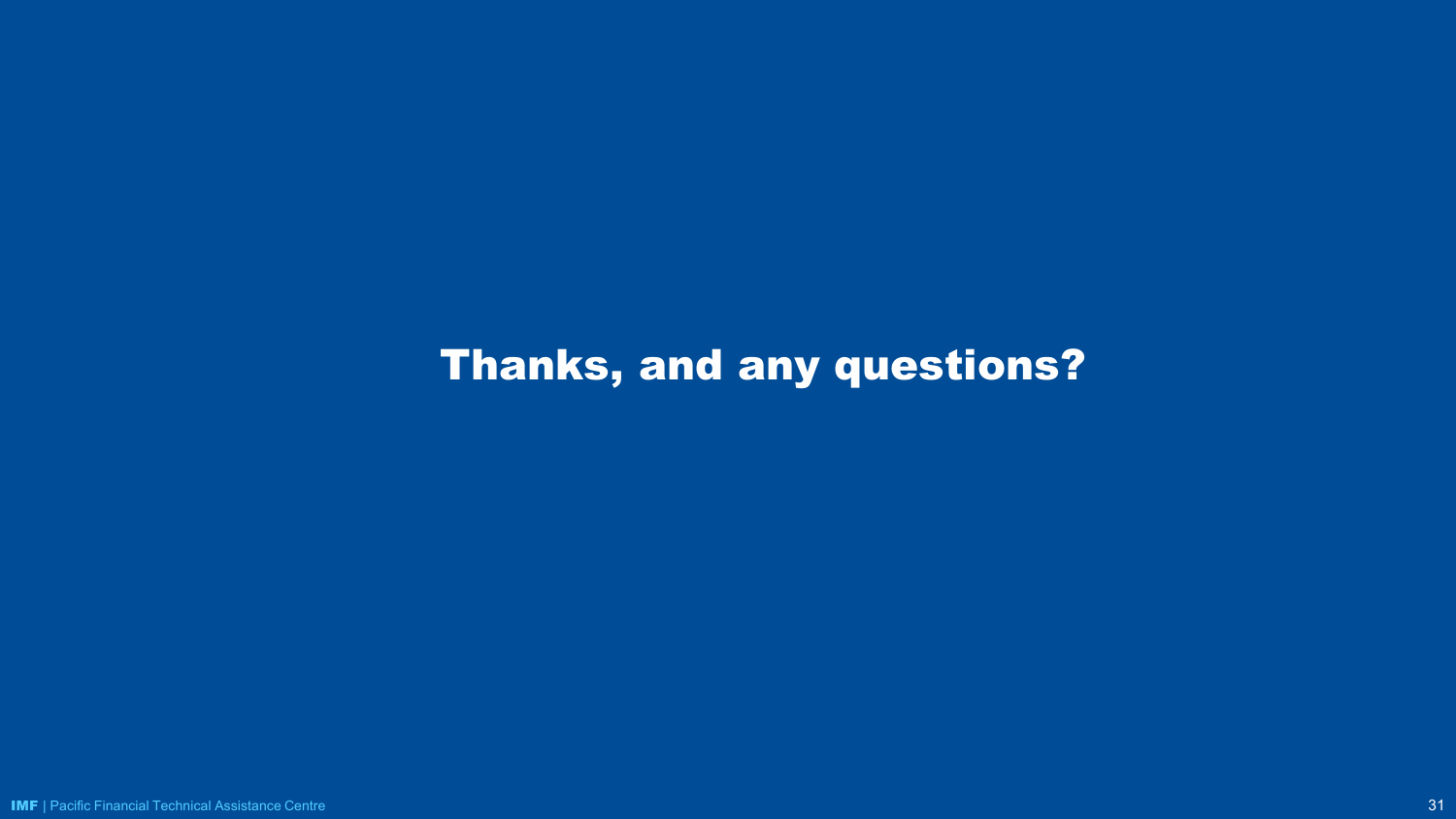# Thanks, and any questions?